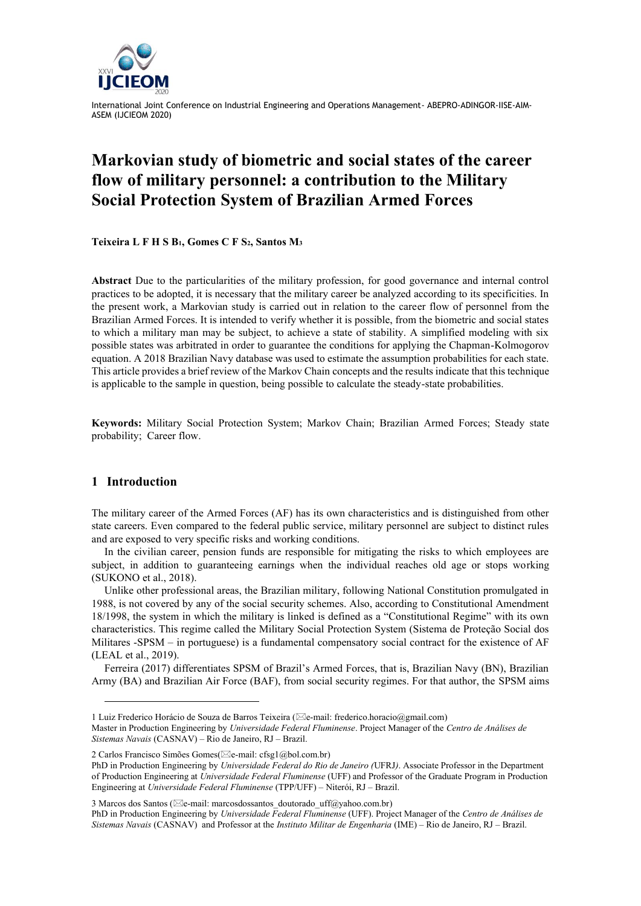# Markovian study of biometric and social states of the career flow of military personnel: a contribution to the Military Social Protection System of Brazilian Armed Forces

**Teixeira L F H S B[1], Gomes C F S[2], Santos M[3]**

**Abstract** Due to the particularities of the military profession, for good governance and internal control practices to be adopted, it is necessary that the military career be analyzed according to its specificities. In the present work, a Markovian study is carried out in relation to the career flow of personnel from the Brazilian Armed Forces. It is intended to verify whether it is possible, from the biometric and social states to which a military man may be subject, to achieve a state of stability. A simplified modeling with six possible states was arbitrated in order to guarantee the conditions for applying the Chapman-Kolmogorov equation. A 2018 Brazilian Navy database was used to estimate the assumption probabilities for each state. This article provides a brief review of the Markov Chain concepts and the results indicate that this technique is applicable to the sample in question, being possible to calculate the steady-state probabilities.

**Keywords:** Military Social Protection System; Markov Chain; Brazilian Armed Forces; Steady state probability; Career flow.

## 1 Introduction

The military career of the Armed Forces (AF) has its own characteristics and is distinguished from other state careers. Even compared to the federal public service, military personnel are subject to distinct rules and are exposed to very specific risks and working conditions.

In the civilian career, pension funds are responsible for mitigating the risks to which employees are subject, in addition to guaranteeing earnings when the individual reaches old age or stops working (SUKONO et al., 2018).

Unlike other professional areas, the Brazilian military, following National Constitution promulgated in 1988, is not covered by any of the social security schemes. Also, according to Constitutional Amendment 18/1998, the system in which the military is linked is defined as a "Constitutional Regime" with its own characteristics. This regime called the Military Social Protection System (Sistema de Proteção Social dos Militares -SPSM – in portuguese) is a fundamental compensatory social contract for the existence of AF (LEAL et al., 2019).

Ferreira (2017) differentiates SPSM of Brazil's Armed Forces, that is, Brazilian Navy (BN), Brazilian Army (BA) and Brazilian Air Force (BAF), from social security regimes. For that author, the SPSM aims

---

1 Luiz Frederico Horácio de Souza de Barros Teixeira (e-mail: frederico.horacio@gmail.com)
Master in Production Engineering by *Universidade Federal Fluminense*. Project Manager of the *Centro de Análises de Sistemas Navais* (CASNAV) – Rio de Janeiro, RJ – Brazil.

2 Carlos Francisco Simões Gomes(e-mail: cfsg1@bol.com.br)
PhD in Production Engineering by *Universidade Federal do Rio de Janeiro (*UFRJ*)*. Associate Professor in the Department of Production Engineering at *Universidade Federal Fluminense* (UFF) and Professor of the Graduate Program in Production Engineering at *Universidade Federal Fluminense* (TPP/UFF) – Niterói, RJ – Brazil.

3 Marcos dos Santos (e-mail: marcosdossantos_doutorado_uff@yahoo.com.br)
PhD in Production Engineering by *Universidade Federal Fluminense* (UFF). Project Manager of the *Centro de Análises de Sistemas Navais* (CASNAV) and Professor at the *Instituto Militar de Engenharia* (IME) – Rio de Janeiro, RJ – Brazil.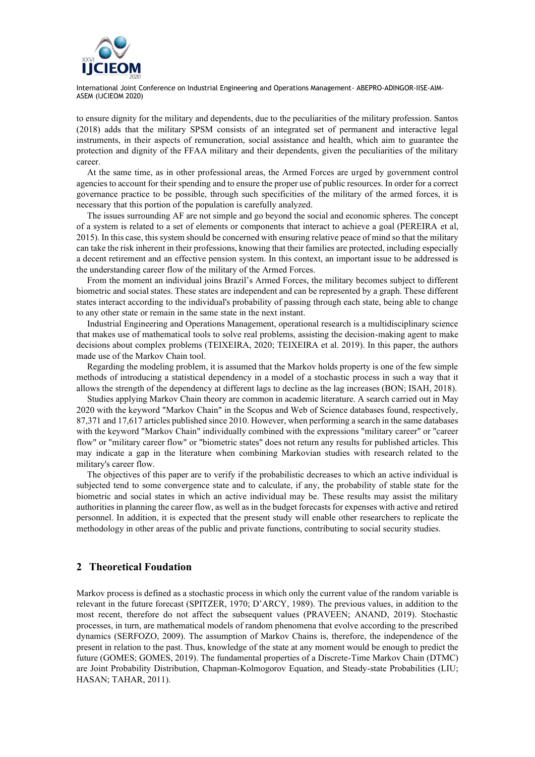to ensure dignity for the military and dependents, due to the peculiarities of the military profession. Santos (2018) adds that the military SPSM consists of an integrated set of permanent and interactive legal instruments, in their aspects of remuneration, social assistance and health, which aim to guarantee the protection and dignity of the FFAA military and their dependents, given the peculiarities of the military career.

At the same time, as in other professional areas, the Armed Forces are urged by government control agencies to account for their spending and to ensure the proper use of public resources. In order for a correct governance practice to be possible, through such specificities of the military of the armed forces, it is necessary that this portion of the population is carefully analyzed.

The issues surrounding AF are not simple and go beyond the social and economic spheres. The concept of a system is related to a set of elements or components that interact to achieve a goal (PEREIRA et al, 2015). In this case, this system should be concerned with ensuring relative peace of mind so that the military can take the risk inherent in their professions, knowing that their families are protected, including especially a decent retirement and an effective pension system. In this context, an important issue to be addressed is the understanding career flow of the military of the Armed Forces.

From the moment an individual joins Brazil's Armed Forces, the military becomes subject to different biometric and social states. These states are independent and can be represented by a graph. These different states interact according to the individual's probability of passing through each state, being able to change to any other state or remain in the same state in the next instant.

Industrial Engineering and Operations Management, operational research is a multidisciplinary science that makes use of mathematical tools to solve real problems, assisting the decision-making agent to make decisions about complex problems (TEIXEIRA, 2020; TEIXEIRA et al. 2019). In this paper, the authors made use of the Markov Chain tool.

Regarding the modeling problem, it is assumed that the Markov holds property is one of the few simple methods of introducing a statistical dependency in a model of a stochastic process in such a way that it allows the strength of the dependency at different lags to decline as the lag increases (BON; ISAH, 2018).

Studies applying Markov Chain theory are common in academic literature. A search carried out in May 2020 with the keyword "Markov Chain" in the Scopus and Web of Science databases found, respectively, 87,371 and 17,617 articles published since 2010. However, when performing a search in the same databases with the keyword "Markov Chain" individually combined with the expressions "military career" or "career flow" or "military career flow" or "biometric states" does not return any results for published articles. This may indicate a gap in the literature when combining Markovian studies with research related to the military's career flow.

The objectives of this paper are to verify if the probabilistic decreases to which an active individual is subjected tend to some convergence state and to calculate, if any, the probability of stable state for the biometric and social states in which an active individual may be. These results may assist the military authorities in planning the career flow, as well as in the budget forecasts for expenses with active and retired personnel. In addition, it is expected that the present study will enable other researchers to replicate the methodology in other areas of the public and private functions, contributing to social security studies.

## 2 Theoretical Foudation

Markov process is defined as a stochastic process in which only the current value of the random variable is relevant in the future forecast (SPITZER, 1970; D'ARCY, 1989). The previous values, in addition to the most recent, therefore do not affect the subsequent values (PRAVEEN; ANAND, 2019). Stochastic processes, in turn, are mathematical models of random phenomena that evolve according to the prescribed dynamics (SERFOZO, 2009). The assumption of Markov Chains is, therefore, the independence of the present in relation to the past. Thus, knowledge of the state at any moment would be enough to predict the future (GOMES; GOMES, 2019). The fundamental properties of a Discrete-Time Markov Chain (DTMC) are Joint Probability Distribution, Chapman-Kolmogorov Equation, and Steady-state Probabilities (LIU; HASAN; TAHAR, 2011).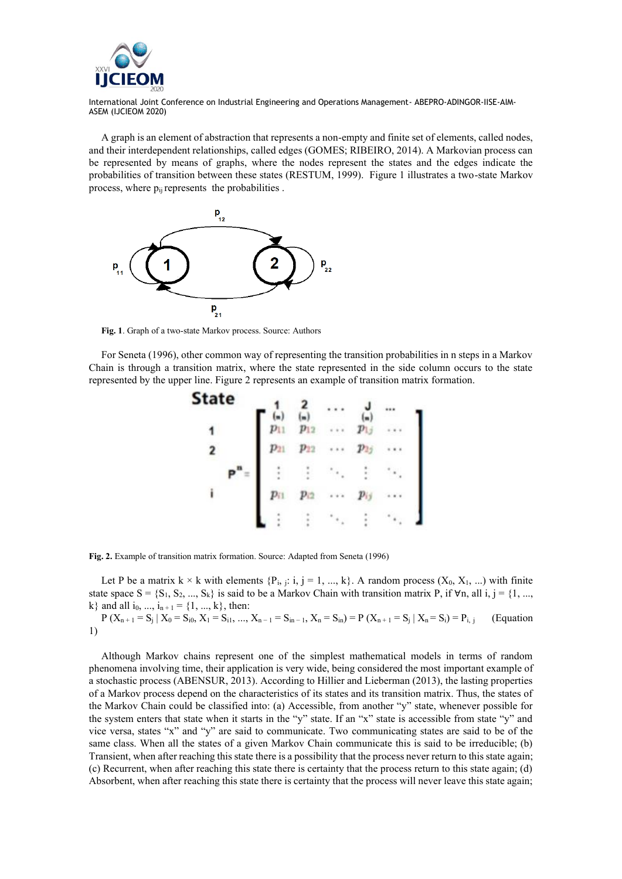A graph is an element of abstraction that represents a non-empty and finite set of elements, called nodes, and their interdependent relationships, called edges (GOMES; RIBEIRO, 2014). A Markovian process can be represented by means of graphs, where the nodes represent the states and the edges indicate the probabilities of transition between these states (RESTUM, 1999). Figure 1 illustrates a two-state Markov process, where $p_{ij}$ represents the probabilities .

**Fig. 1**. Graph of a two-state Markov process. Source: Authors

For Seneta (1996), other common way of representing the transition probabilities in n steps in a Markov Chain is through a transition matrix, where the state represented in the side column occurs to the state represented by the upper line. Figure 2 represents an example of transition matrix formation.

**Fig. 2.** Example of transition matrix formation. Source: Adapted from Seneta (1996)

Let P be a matrix $k \times k$ with elements $\{P_{i,j}: i, j = 1, ..., k\}$. A random process $(X_0, X_1, ...)$ with finite state space $S = \{S_1, S_2, ..., S_k\}$ is said to be a Markov Chain with transition matrix P, if $\forall n$, all $i, j = \{1, ..., k\}$ and all $i_0, ..., i_{n+1} = \{1, ..., k\}$, then:

$P(X_{n+1} = S_j \mid X_0 = S_{i0}, X_1 = S_{i1}, ..., X_{n-1} = S_{in-1}, X_n = S_{in}) = P(X_{n+1} = S_j \mid X_n = S_i) = P_{i,j}$ (Equation 1)

Although Markov chains represent one of the simplest mathematical models in terms of random phenomena involving time, their application is very wide, being considered the most important example of a stochastic process (ABENSUR, 2013). According to Hillier and Lieberman (2013), the lasting properties of a Markov process depend on the characteristics of its states and its transition matrix. Thus, the states of the Markov Chain could be classified into: (a) Accessible, from another "y" state, whenever possible for the system enters that state when it starts in the "y" state. If an "x" state is accessible from state "y" and vice versa, states "x" and "y" are said to communicate. Two communicating states are said to be of the same class. When all the states of a given Markov Chain communicate this is said to be irreducible; (b) Transient, when after reaching this state there is a possibility that the process never return to this state again; (c) Recurrent, when after reaching this state there is certainty that the process return to this state again; (d) Absorbent, when after reaching this state there is certainty that the process will never leave this state again;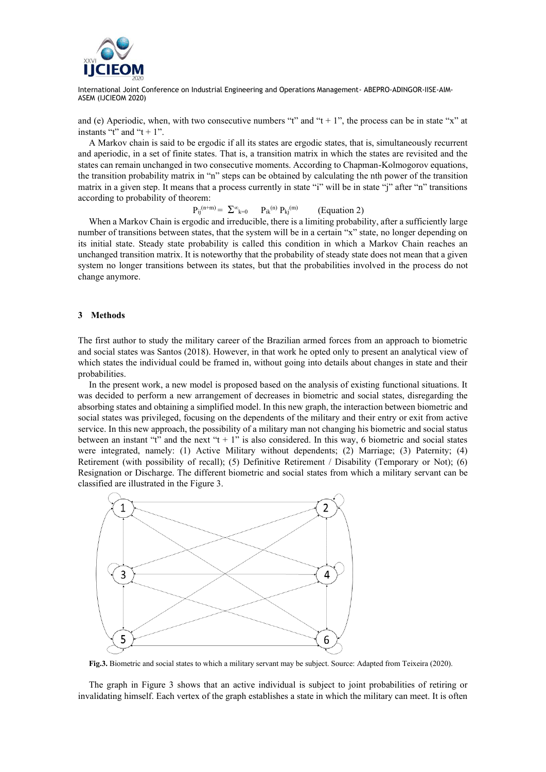and (e) Aperiodic, when, with two consecutive numbers "t" and "t + 1", the process can be in state "x" at instants "t" and "t + 1".

A Markov chain is said to be ergodic if all its states are ergodic states, that is, simultaneously recurrent and aperiodic, in a set of finite states. That is, a transition matrix in which the states are revisited and the states can remain unchanged in two consecutive moments. According to Chapman-Kolmogorov equations, the transition probability matrix in "n" steps can be obtained by calculating the nth power of the transition matrix in a given step. It means that a process currently in state "i" will be in state "j" after "n" transitions according to probability of theorem:

$$P_{ij}^{(n+m)} = \sum_{k=0}^{\infty} P_{ik}^{(n)} P_{kj}^{(m)} \quad \text{(Equation 2)}$$

When a Markov Chain is ergodic and irreducible, there is a limiting probability, after a sufficiently large number of transitions between states, that the system will be in a certain "x" state, no longer depending on its initial state. Steady state probability is called this condition in which a Markov Chain reaches an unchanged transition matrix. It is noteworthy that the probability of steady state does not mean that a given system no longer transitions between its states, but that the probabilities involved in the process do not change anymore.

## 3 Methods

The first author to study the military career of the Brazilian armed forces from an approach to biometric and social states was Santos (2018). However, in that work he opted only to present an analytical view of which states the individual could be framed in, without going into details about changes in state and their probabilities.

In the present work, a new model is proposed based on the analysis of existing functional situations. It was decided to perform a new arrangement of decreases in biometric and social states, disregarding the absorbing states and obtaining a simplified model. In this new graph, the interaction between biometric and social states was privileged, focusing on the dependents of the military and their entry or exit from active service. In this new approach, the possibility of a military man not changing his biometric and social status between an instant "t" and the next "t + 1" is also considered. In this way, 6 biometric and social states were integrated, namely: (1) Active Military without dependents; (2) Marriage; (3) Paternity; (4) Retirement (with possibility of recall); (5) Definitive Retirement / Disability (Temporary or Not); (6) Resignation or Discharge. The different biometric and social states from which a military servant can be classified are illustrated in the Figure 3.

**Fig.3.** Biometric and social states to which a military servant may be subject. Source: Adapted from Teixeira (2020).

The graph in Figure 3 shows that an active individual is subject to joint probabilities of retiring or invalidating himself. Each vertex of the graph establishes a state in which the military can meet. It is often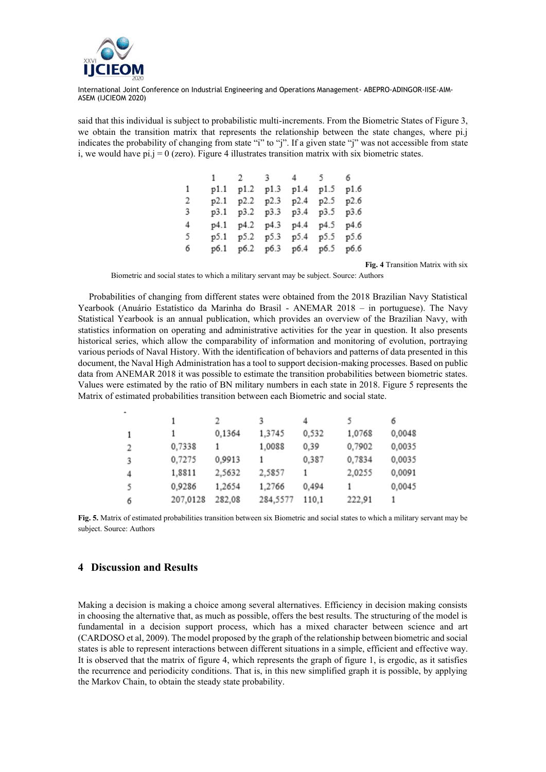said that this individual is subject to probabilistic multi-increments. From the Biometric States of Figure 3, we obtain the transition matrix that represents the relationship between the state changes, where pi.j indicates the probability of changing from state "i" to "j". If a given state "j" was not accessible from state i, we would have pi.j = 0 (zero). Figure 4 illustrates transition matrix with six biometric states.

| | 1 | 2 | 3 | 4 | 5 | 6 |
|---|---|---|---|---|---|---|
| 1 | p1.1 | p1.2 | p1.3 | p1.4 | p1.5 | p1.6 |
| 2 | p2.1 | p2.2 | p2.3 | p2.4 | p2.5 | p2.6 |
| 3 | p3.1 | p3.2 | p3.3 | p3.4 | p3.5 | p3.6 |
| 4 | p4.1 | p4.2 | p4.3 | p4.4 | p4.5 | p4.6 |
| 5 | p5.1 | p5.2 | p5.3 | p5.4 | p5.5 | p5.6 |
| 6 | p6.1 | p6.2 | p6.3 | p6.4 | p6.5 | p6.6 |

**Fig. 4** Transition Matrix with six Biometric and social states to which a military servant may be subject. Source: Authors

Probabilities of changing from different states were obtained from the 2018 Brazilian Navy Statistical Yearbook (Anuário Estatístico da Marinha do Brasil - ANEMAR 2018 – in portuguese). The Navy Statistical Yearbook is an annual publication, which provides an overview of the Brazilian Navy, with statistics information on operating and administrative activities for the year in question. It also presents historical series, which allow the comparability of information and monitoring of evolution, portraying various periods of Naval History. With the identification of behaviors and patterns of data presented in this document, the Naval High Administration has a tool to support decision-making processes. Based on public data from ANEMAR 2018 it was possible to estimate the transition probabilities between biometric states. Values were estimated by the ratio of BN military numbers in each state in 2018. Figure 5 represents the Matrix of estimated probabilities transition between each Biometric and social state.

| | 1 | 2 | 3 | 4 | 5 | 6 |
|---|---|---|---|---|---|---|
| 1 | 1 | 0,1364 | 1,3745 | 0,532 | 1,0768 | 0,0048 |
| 2 | 0,7338 | 1 | 1,0088 | 0,39 | 0,7902 | 0,0035 |
| 3 | 0,7275 | 0,9913 | 1 | 0,387 | 0,7834 | 0,0035 |
| 4 | 1,8811 | 2,5632 | 2,5857 | 1 | 2,0255 | 0,0091 |
| 5 | 0,9286 | 1,2654 | 1,2766 | 0,494 | 1 | 0,0045 |
| 6 | 207,0128 | 282,08 | 284,5577 | 110,1 | 222,91 | 1 |

**Fig. 5.** Matrix of estimated probabilities transition between six Biometric and social states to which a military servant may be subject. Source: Authors

## 4 Discussion and Results

Making a decision is making a choice among several alternatives. Efficiency in decision making consists in choosing the alternative that, as much as possible, offers the best results. The structuring of the model is fundamental in a decision support process, which has a mixed character between science and art (CARDOSO et al, 2009). The model proposed by the graph of the relationship between biometric and social states is able to represent interactions between different situations in a simple, efficient and effective way. It is observed that the matrix of figure 4, which represents the graph of figure 1, is ergodic, as it satisfies the recurrence and periodicity conditions. That is, in this new simplified graph it is possible, by applying the Markov Chain, to obtain the steady state probability.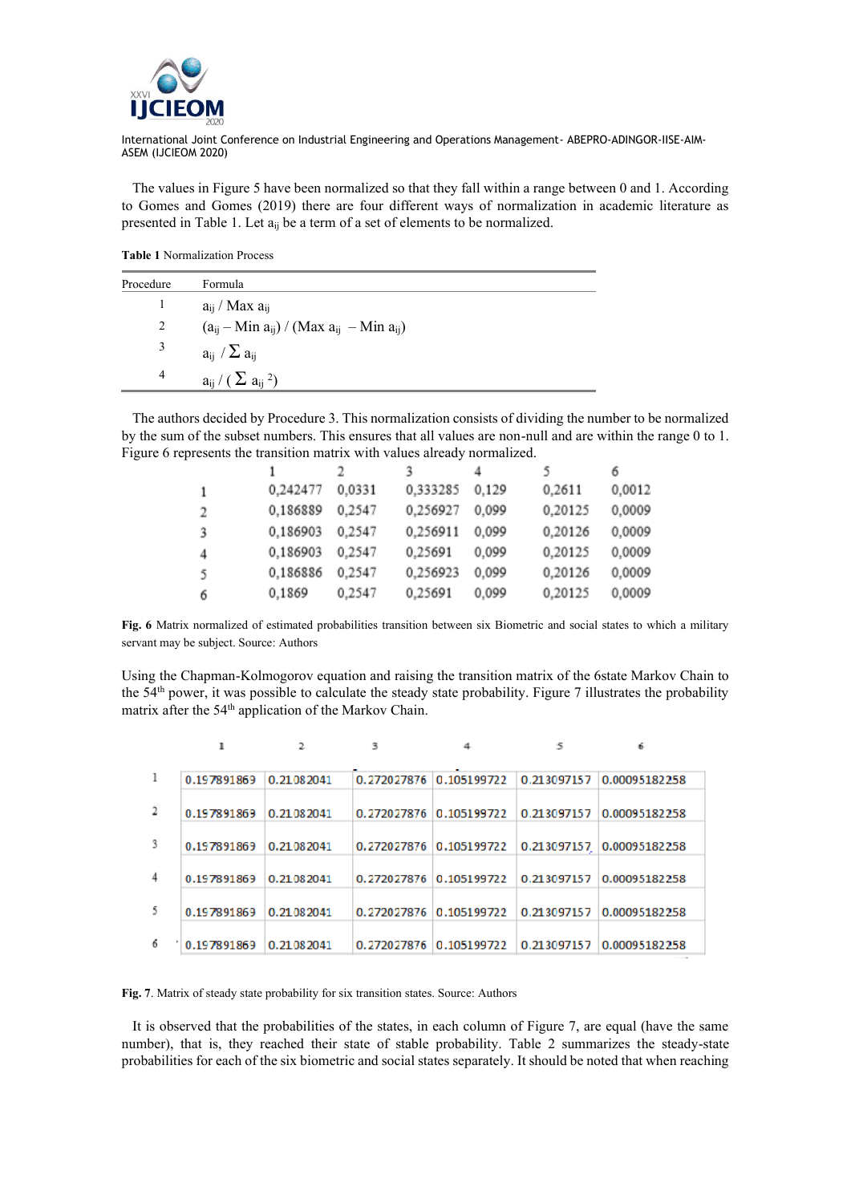The values in Figure 5 have been normalized so that they fall within a range between 0 and 1. According to Gomes and Gomes (2019) there are four different ways of normalization in academic literature as presented in Table 1. Let $a_{ij}$ be a term of a set of elements to be normalized.

**Table 1** Normalization Process

| Procedure | Formula |
|---|---|
| 1 | $a_{ij}$ / Max $a_{ij}$ |
| 2 | ($a_{ij}$ – Min $a_{ij}$) / (Max $a_{ij}$ – Min $a_{ij}$) |
| 3 | $a_{ij} / \Sigma\, a_{ij}$ |
| 4 | $a_{ij} / ( \Sigma\, a_{ij}^{\ 2})$ |

The authors decided by Procedure 3. This normalization consists of dividing the number to be normalized by the sum of the subset numbers. This ensures that all values are non-null and are within the range 0 to 1. Figure 6 represents the transition matrix with values already normalized.

| | 1 | 2 | 3 | 4 | 5 | 6 |
|---|---|---|---|---|---|---|
| 1 | 0,242477 | 0,0331 | 0,333285 | 0,129 | 0,2611 | 0,0012 |
| 2 | 0,186889 | 0,2547 | 0,256927 | 0,099 | 0,20125 | 0,0009 |
| 3 | 0,186903 | 0,2547 | 0,256911 | 0,099 | 0,20126 | 0,0009 |
| 4 | 0,186903 | 0,2547 | 0,25691 | 0,099 | 0,20125 | 0,0009 |
| 5 | 0,186886 | 0,2547 | 0,256923 | 0,099 | 0,20126 | 0,0009 |
| 6 | 0,1869 | 0,2547 | 0,25691 | 0,099 | 0,20125 | 0,0009 |

**Fig. 6** Matrix normalized of estimated probabilities transition between six Biometric and social states to which a military servant may be subject. Source: Authors

Using the Chapman-Kolmogorov equation and raising the transition matrix of the 6state Markov Chain to the 54$^{th}$ power, it was possible to calculate the steady state probability. Figure 7 illustrates the probability matrix after the 54$^{th}$ application of the Markov Chain.

| | 1 | 2 | 3 | 4 | 5 | 6 |
|---|---|---|---|---|---|---|
| 1 | 0.197891869 | 0.21082041 | 0.272027876 | 0.105199722 | 0.213097157 | 0.00095182258 |
| 2 | 0.197891869 | 0.21082041 | 0.272027876 | 0.105199722 | 0.213097157 | 0.00095182258 |
| 3 | 0.197891869 | 0.21082041 | 0.272027876 | 0.105199722 | 0.213097157 | 0.00095182258 |
| 4 | 0.197891869 | 0.21082041 | 0.272027876 | 0.105199722 | 0.213097157 | 0.00095182258 |
| 5 | 0.197891869 | 0.21082041 | 0.272027876 | 0.105199722 | 0.213097157 | 0.00095182258 |
| 6 | 0.197891869 | 0.21082041 | 0.272027876 | 0.105199722 | 0.213097157 | 0.00095182258 |

**Fig. 7**. Matrix of steady state probability for six transition states. Source: Authors

It is observed that the probabilities of the states, in each column of Figure 7, are equal (have the same number), that is, they reached their state of stable probability. Table 2 summarizes the steady-state probabilities for each of the six biometric and social states separately. It should be noted that when reaching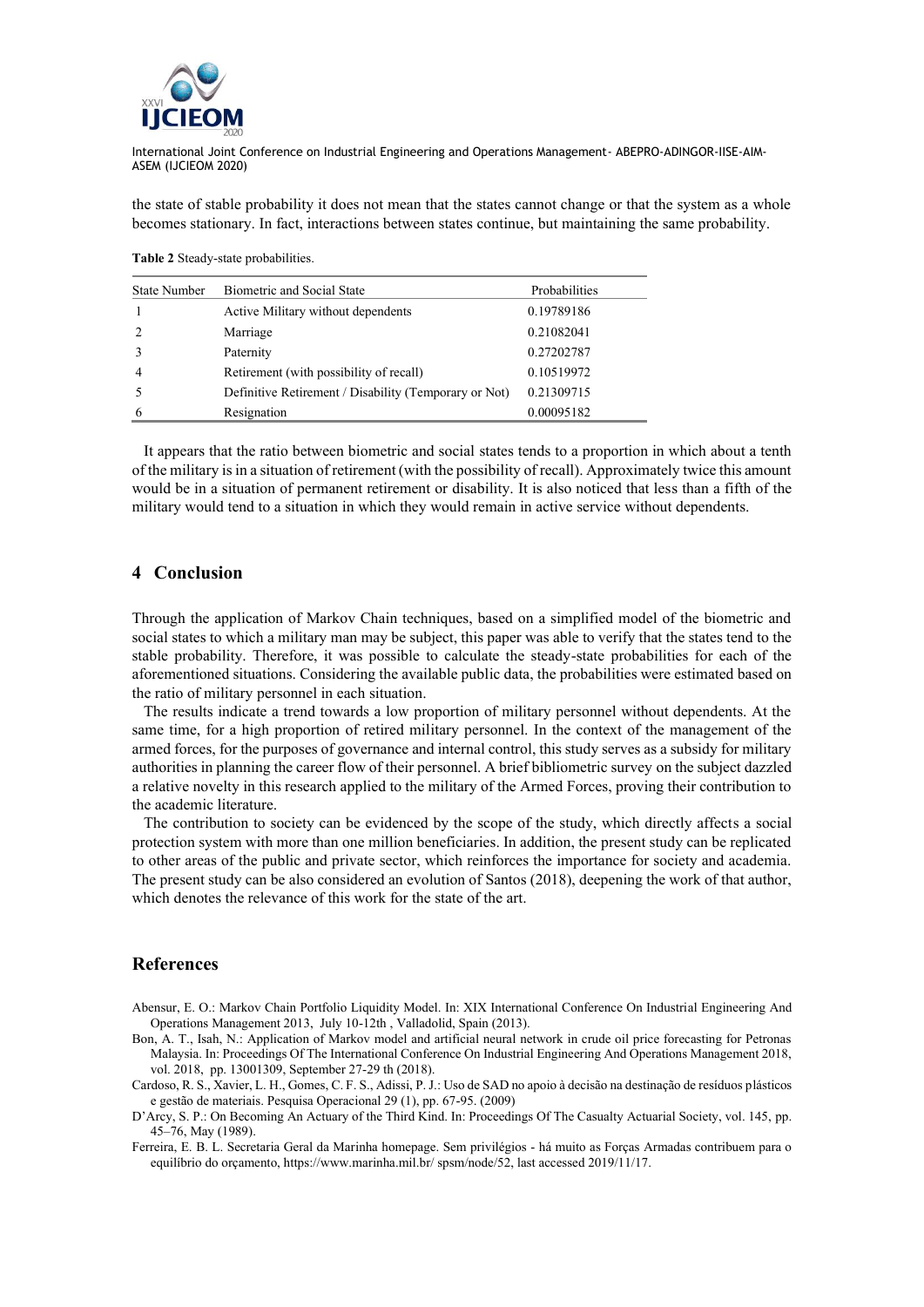the state of stable probability it does not mean that the states cannot change or that the system as a whole becomes stationary. In fact, interactions between states continue, but maintaining the same probability.

**Table 2** Steady-state probabilities.

| State Number | Biometric and Social State | Probabilities |
|---|---|---|
| 1 | Active Military without dependents | 0.19789186 |
| 2 | Marriage | 0.21082041 |
| 3 | Paternity | 0.27202787 |
| 4 | Retirement (with possibility of recall) | 0.10519972 |
| 5 | Definitive Retirement / Disability (Temporary or Not) | 0.21309715 |
| 6 | Resignation | 0.00095182 |

It appears that the ratio between biometric and social states tends to a proportion in which about a tenth of the military is in a situation of retirement (with the possibility of recall). Approximately twice this amount would be in a situation of permanent retirement or disability. It is also noticed that less than a fifth of the military would tend to a situation in which they would remain in active service without dependents.

## 4 Conclusion

Through the application of Markov Chain techniques, based on a simplified model of the biometric and social states to which a military man may be subject, this paper was able to verify that the states tend to the stable probability. Therefore, it was possible to calculate the steady-state probabilities for each of the aforementioned situations. Considering the available public data, the probabilities were estimated based on the ratio of military personnel in each situation.

The results indicate a trend towards a low proportion of military personnel without dependents. At the same time, for a high proportion of retired military personnel. In the context of the management of the armed forces, for the purposes of governance and internal control, this study serves as a subsidy for military authorities in planning the career flow of their personnel. A brief bibliometric survey on the subject dazzled a relative novelty in this research applied to the military of the Armed Forces, proving their contribution to the academic literature.

The contribution to society can be evidenced by the scope of the study, which directly affects a social protection system with more than one million beneficiaries. In addition, the present study can be replicated to other areas of the public and private sector, which reinforces the importance for society and academia. The present study can be also considered an evolution of Santos (2018), deepening the work of that author, which denotes the relevance of this work for the state of the art.

## References

Abensur, E. O.: Markov Chain Portfolio Liquidity Model. In: XIX International Conference On Industrial Engineering And Operations Management 2013, July 10-12th , Valladolid, Spain (2013).

Bon, A. T., Isah, N.: Application of Markov model and artificial neural network in crude oil price forecasting for Petronas Malaysia. In: Proceedings Of The International Conference On Industrial Engineering And Operations Management 2018, vol. 2018, pp. 13001309, September 27-29 th (2018).

Cardoso, R. S., Xavier, L. H., Gomes, C. F. S., Adissi, P. J.: Uso de SAD no apoio à decisão na destinação de resíduos plásticos e gestão de materiais. Pesquisa Operacional 29 (1), pp. 67-95. (2009)

D'Arcy, S. P.: On Becoming An Actuary of the Third Kind. In: Proceedings Of The Casualty Actuarial Society, vol. 145, pp. 45–76, May (1989).

Ferreira, E. B. L. Secretaria Geral da Marinha homepage. Sem privilégios - há muito as Forças Armadas contribuem para o equilíbrio do orçamento, https://www.marinha.mil.br/ spsm/node/52, last accessed 2019/11/17.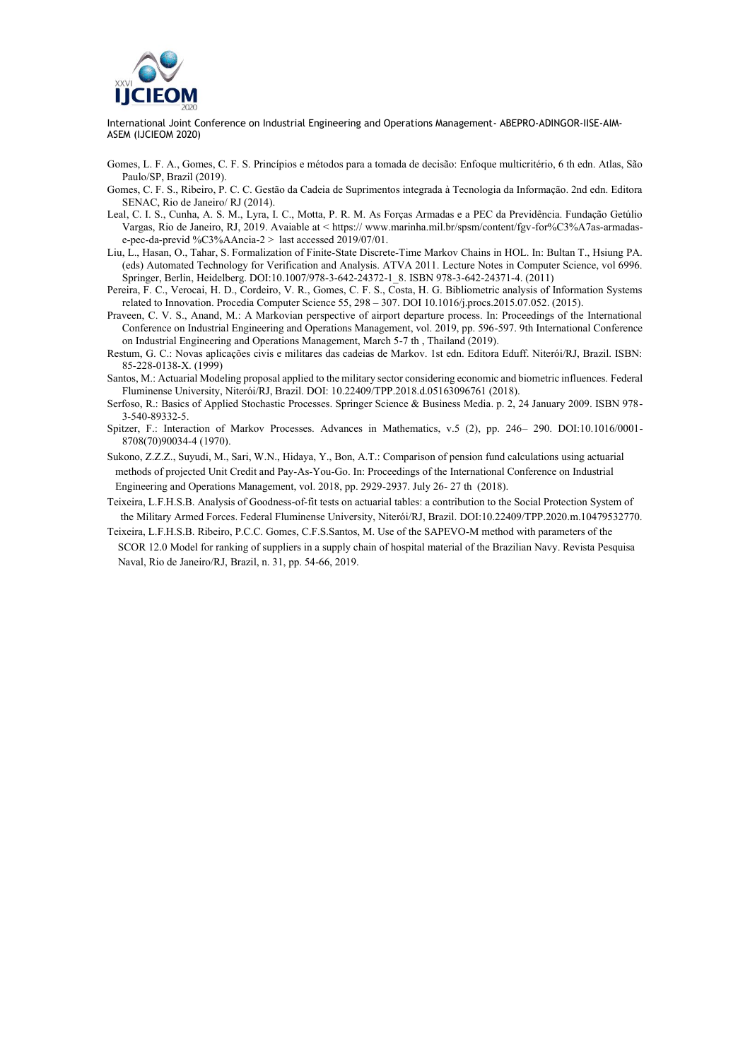Gomes, L. F. A., Gomes, C. F. S. Princípios e métodos para a tomada de decisão: Enfoque multicritério, 6 th edn. Atlas, São Paulo/SP, Brazil (2019).

Gomes, C. F. S., Ribeiro, P. C. C. Gestão da Cadeia de Suprimentos integrada à Tecnologia da Informação. 2nd edn. Editora SENAC, Rio de Janeiro/ RJ (2014).

Leal, C. I. S., Cunha, A. S. M., Lyra, I. C., Motta, P. R. M. As Forças Armadas e a PEC da Previdência. Fundação Getúlio Vargas, Rio de Janeiro, RJ, 2019. Avaiable at < https:// www.marinha.mil.br/spsm/content/fgv-for%C3%A7as-armadas-e-pec-da-previd %C3%AAncia-2 > last accessed 2019/07/01.

Liu, L., Hasan, O., Tahar, S. Formalization of Finite-State Discrete-Time Markov Chains in HOL. In: Bultan T., Hsiung PA. (eds) Automated Technology for Verification and Analysis. ATVA 2011. Lecture Notes in Computer Science, vol 6996. Springer, Berlin, Heidelberg. DOI:10.1007/978-3-642-24372-1_8. ISBN 978-3-642-24371-4. (2011)

Pereira, F. C., Verocai, H. D., Cordeiro, V. R., Gomes, C. F. S., Costa, H. G. Bibliometric analysis of Information Systems related to Innovation. Procedia Computer Science 55, 298 – 307. DOI 10.1016/j.procs.2015.07.052. (2015).

Praveen, C. V. S., Anand, M.: A Markovian perspective of airport departure process. In: Proceedings of the International Conference on Industrial Engineering and Operations Management, vol. 2019, pp. 596-597. 9th International Conference on Industrial Engineering and Operations Management, March 5-7 th , Thailand (2019).

Restum, G. C.: Novas aplicações civis e militares das cadeias de Markov. 1st edn. Editora Eduff. Niterói/RJ, Brazil. ISBN: 85-228-0138-X. (1999)

Santos, M.: Actuarial Modeling proposal applied to the military sector considering economic and biometric influences. Federal Fluminense University, Niterói/RJ, Brazil. DOI: 10.22409/TPP.2018.d.05163096761 (2018).

Serfoso, R.: Basics of Applied Stochastic Processes. Springer Science & Business Media. p. 2, 24 January 2009. ISBN 978-3-540-89332-5.

Spitzer, F.: Interaction of Markov Processes. Advances in Mathematics, v.5 (2), pp. 246– 290. DOI:10.1016/0001-8708(70)90034-4 (1970).

Sukono, Z.Z.Z., Suyudi, M., Sari, W.N., Hidaya, Y., Bon, A.T.: Comparison of pension fund calculations using actuarial methods of projected Unit Credit and Pay-As-You-Go. In: Proceedings of the International Conference on Industrial Engineering and Operations Management, vol. 2018, pp. 2929-2937. July 26- 27 th (2018).

Teixeira, L.F.H.S.B. Analysis of Goodness-of-fit tests on actuarial tables: a contribution to the Social Protection System of the Military Armed Forces. Federal Fluminense University, Niterói/RJ, Brazil. DOI:10.22409/TPP.2020.m.10479532770.

Teixeira, L.F.H.S.B. Ribeiro, P.C.C. Gomes, C.F.S.Santos, M. Use of the SAPEVO-M method with parameters of the SCOR 12.0 Model for ranking of suppliers in a supply chain of hospital material of the Brazilian Navy. Revista Pesquisa Naval, Rio de Janeiro/RJ, Brazil, n. 31, pp. 54-66, 2019.